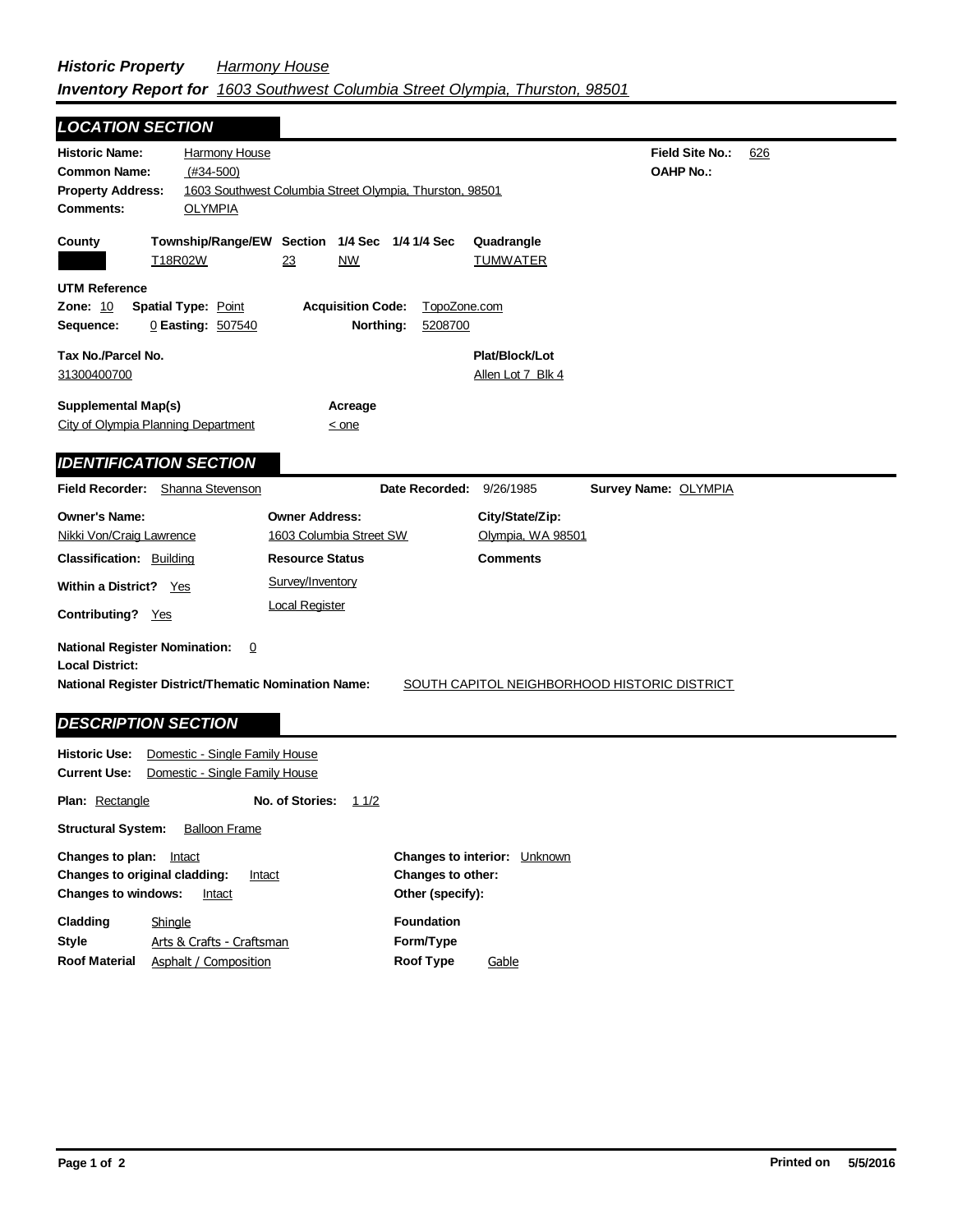***Historic Property*** *Harmony House*

***Inventory Report for*** *1603 Southwest Columbia Street Olympia, Thurston, 98501*

## LOCATION SECTION

**Historic Name:** Harmony House
**Common Name:** (#34-500)
**Property Address:** 1603 Southwest Columbia Street Olympia, Thurston, 98501
**Comments:** OLYMPIA

**Field Site No.:** 626
**OAHP No.:**

| County | Township/Range/EW | Section | 1/4 Sec | 1/4 1/4 Sec | Quadrangle |
|---|---|---|---|---|---|
| | T18R02W | 23 | NW | | TUMWATER |

**UTM Reference**
**Zone:** 10 **Spatial Type:** Point **Acquisition Code:** TopoZone.com
**Sequence:** 0 **Easting:** 507540 **Northing:** 5208700

**Tax No./Parcel No.** 31300400700
**Plat/Block/Lot** Allen Lot 7 Blk 4

**Supplemental Map(s)** City of Olympia Planning Department
**Acreage** < one

## IDENTIFICATION SECTION

**Field Recorder:** Shanna Stevenson **Date Recorded:** 9/26/1985 **Survey Name:** OLYMPIA

| Owner's Name: | Owner Address: | City/State/Zip: |
|---|---|---|
| Nikki Von/Craig Lawrence | 1603 Columbia Street SW | Olympia, WA 98501 |

**Classification:** Building
**Resource Status:** Survey/Inventory; Local Register
**Comments**

**Within a District?** Yes
**Contributing?** Yes

**National Register Nomination:** 0
**Local District:**
**National Register District/Thematic Nomination Name:** SOUTH CAPITOL NEIGHBORHOOD HISTORIC DISTRICT

## DESCRIPTION SECTION

**Historic Use:** Domestic - Single Family House
**Current Use:** Domestic - Single Family House

**Plan:** Rectangle **No. of Stories:** 1 1/2

**Structural System:** Balloon Frame

**Changes to plan:** Intact
**Changes to original cladding:** Intact
**Changes to windows:** Intact
**Changes to interior:** Unknown
**Changes to other:**
**Other (specify):**

**Cladding** Shingle
**Style** Arts & Crafts - Craftsman
**Roof Material** Asphalt / Composition
**Foundation**
**Form/Type**
**Roof Type** Gable

**Printed on** 5/5/2016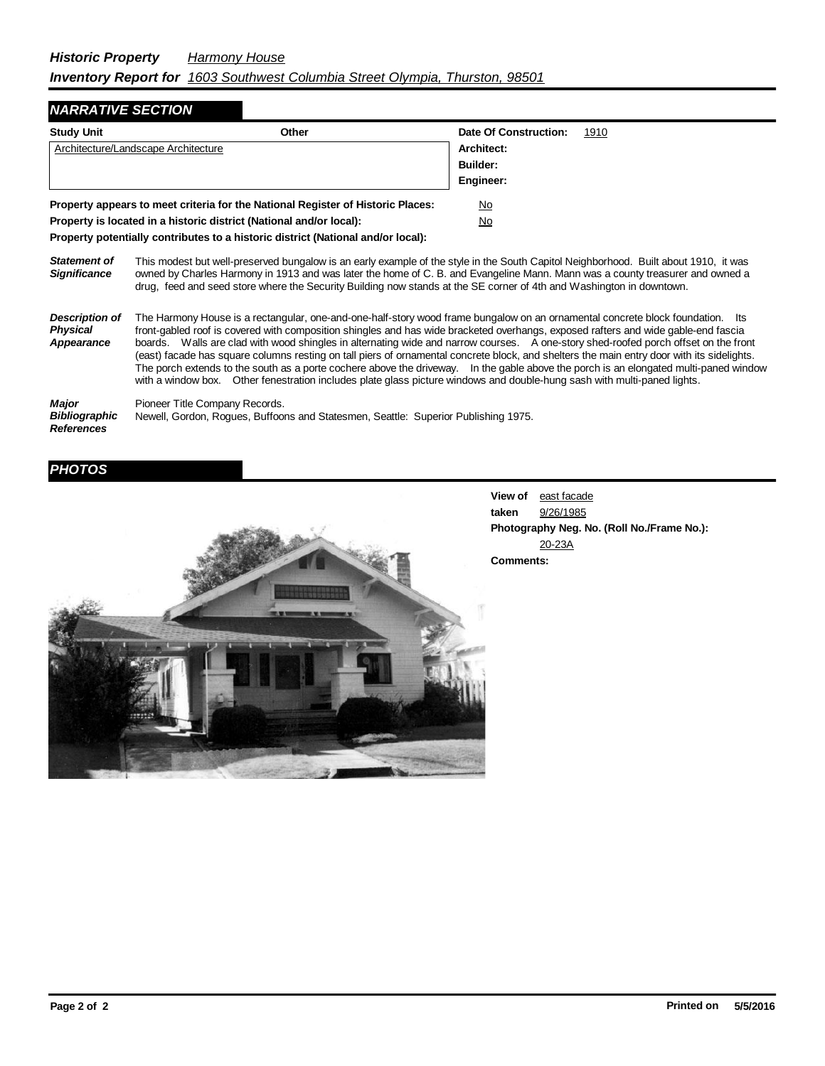***Historic Property*** *Harmony House*

***Inventory Report for*** *1603 Southwest Columbia Street Olympia, Thurston, 98501*

## *NARRATIVE SECTION*

| **Study Unit** | **Other** | |
|---|---|---|
| Architecture/Landscape Architecture | | **Date Of Construction:** 1910 |
| | | **Architect:** |
| | | **Builder:** |
| | | **Engineer:** |

**Property appears to meet criteria for the National Register of Historic Places:** No

**Property is located in a historic district (National and/or local):** No

**Property potentially contributes to a historic district (National and/or local):**

***Statement of Significance***

This modest but well-preserved bungalow is an early example of the style in the South Capitol Neighborhood. Built about 1910, it was owned by Charles Harmony in 1913 and was later the home of C. B. and Evangeline Mann. Mann was a county treasurer and owned a drug, feed and seed store where the Security Building now stands at the SE corner of 4th and Washington in downtown.

***Description of Physical Appearance***

The Harmony House is a rectangular, one-and-one-half-story wood frame bungalow on an ornamental concrete block foundation. Its front-gabled roof is covered with composition shingles and has wide bracketed overhangs, exposed rafters and wide gable-end fascia boards. Walls are clad with wood shingles in alternating wide and narrow courses. A one-story shed-roofed porch offset on the front (east) facade has square columns resting on tall piers of ornamental concrete block, and shelters the main entry door with its sidelights. The porch extends to the south as a porte cochere above the driveway. In the gable above the porch is an elongated multi-paned window with a window box. Other fenestration includes plate glass picture windows and double-hung sash with multi-paned lights.

***Major Bibliographic References***

Pioneer Title Company Records.
Newell, Gordon, Rogues, Buffoons and Statesmen, Seattle: Superior Publishing 1975.

## *PHOTOS*

**View of** east facade
**taken** 9/26/1985
**Photography Neg. No. (Roll No./Frame No.):** 20-23A
**Comments:**

**Printed on** 5/5/2016